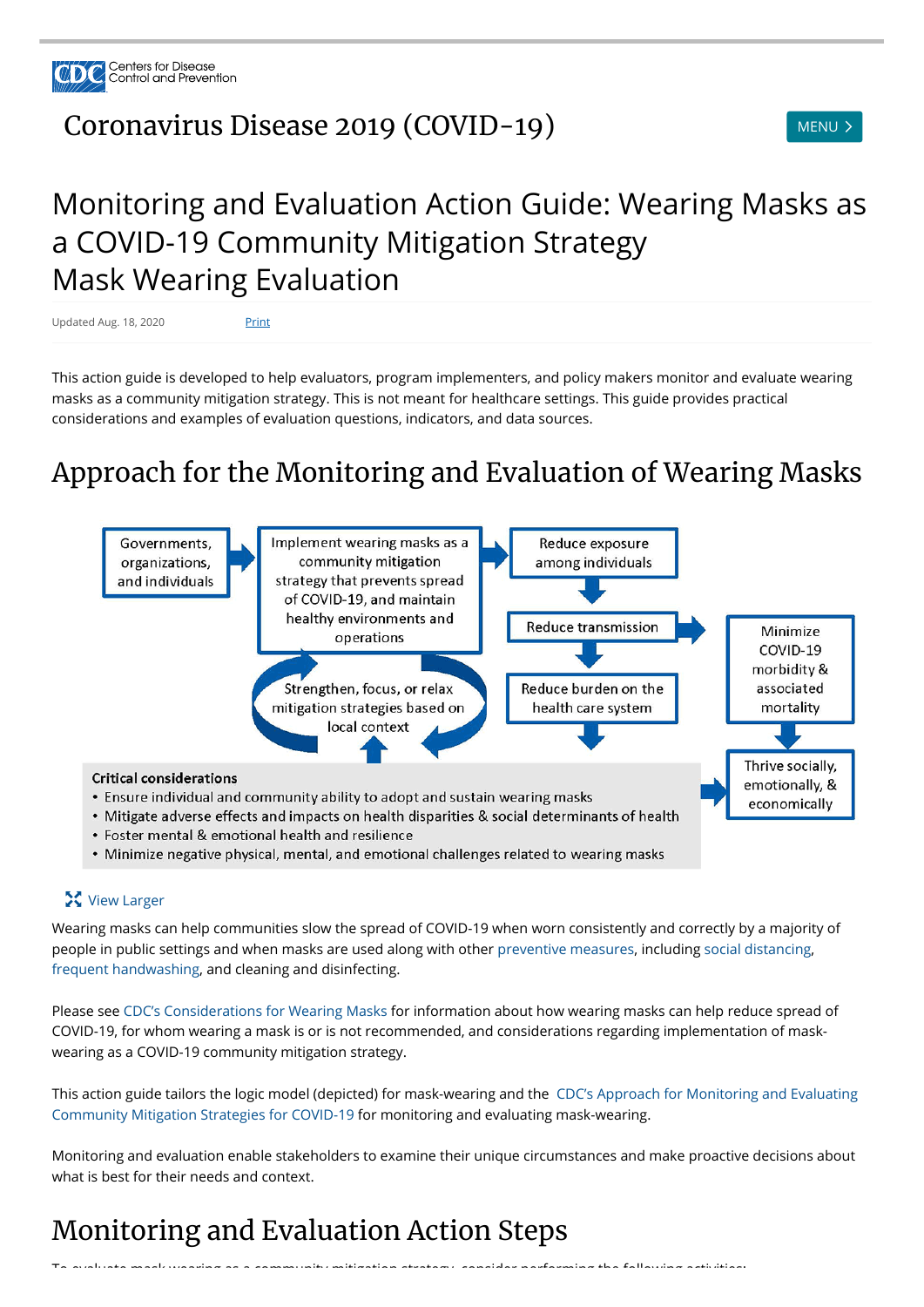Centers for Disease Control and Prevention

# Coronavirus Disease 2019 (COVID-19)

# Monitoring and Evaluation Action Guide: Wearing Masks as a COVID-19 Community Mitigation Strategy
# Mask Wearing Evaluation

Updated Aug. 18, 2020 Print

This action guide is developed to help evaluators, program implementers, and policy makers monitor and evaluate wearing masks as a community mitigation strategy. This is not meant for healthcare settings. This guide provides practical considerations and examples of evaluation questions, indicators, and data sources.

## Approach for the Monitoring and Evaluation of Wearing Masks

Governments, organizations, and individuals → Implement wearing masks as a community mitigation strategy that prevents spread of COVID-19, and maintain healthy environments and operations → Reduce exposure among individuals → Reduce transmission → Reduce burden on the health care system

Reduce transmission → Minimize COVID-19 morbidity & associated mortality → Thrive socially, emotionally, & economically

Strengthen, focus, or relax mitigation strategies based on local context

**Critical considerations**
- Ensure individual and community ability to adopt and sustain wearing masks
- Mitigate adverse effects and impacts on health disparities & social determinants of health
- Foster mental & emotional health and resilience
- Minimize negative physical, mental, and emotional challenges related to wearing masks

View Larger

Wearing masks can help communities slow the spread of COVID-19 when worn consistently and correctly by a majority of people in public settings and when masks are used along with other preventive measures, including social distancing, frequent handwashing, and cleaning and disinfecting.

Please see CDC's Considerations for Wearing Masks for information about how wearing masks can help reduce spread of COVID-19, for whom wearing a mask is or is not recommended, and considerations regarding implementation of mask-wearing as a COVID-19 community mitigation strategy.

This action guide tailors the logic model (depicted) for mask-wearing and the CDC's Approach for Monitoring and Evaluating Community Mitigation Strategies for COVID-19 for monitoring and evaluating mask-wearing.

Monitoring and evaluation enable stakeholders to examine their unique circumstances and make proactive decisions about what is best for their needs and context.

## Monitoring and Evaluation Action Steps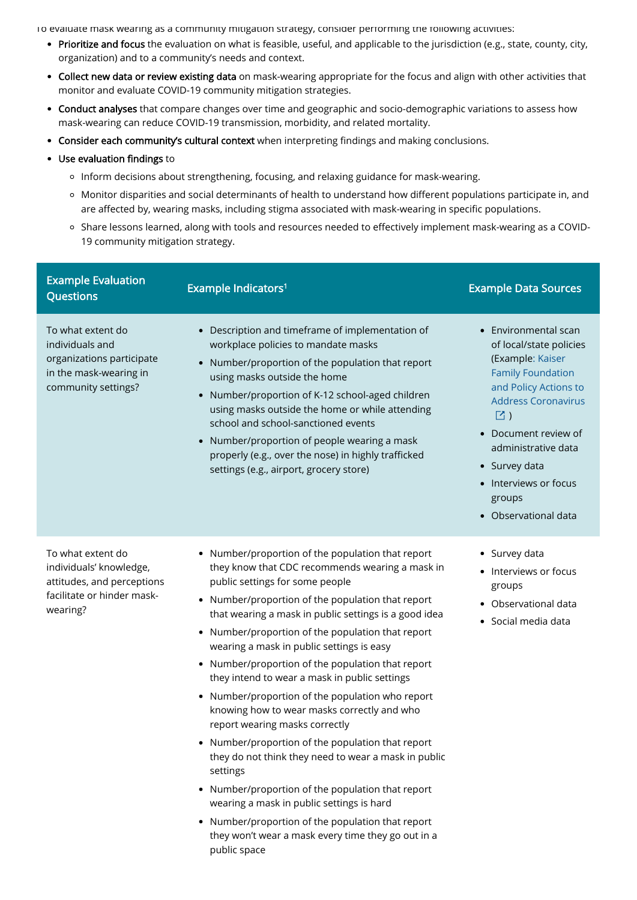To evaluate mask wearing as a community mitigation strategy, consider performing the following activities:

- **Prioritize and focus** the evaluation on what is feasible, useful, and applicable to the jurisdiction (e.g., state, county, city, organization) and to a community's needs and context.
- **Collect new data or review existing data** on mask-wearing appropriate for the focus and align with other activities that monitor and evaluate COVID-19 community mitigation strategies.
- **Conduct analyses** that compare changes over time and geographic and socio-demographic variations to assess how mask-wearing can reduce COVID-19 transmission, morbidity, and related mortality.
- **Consider each community's cultural context** when interpreting findings and making conclusions.
- **Use evaluation findings** to
  - Inform decisions about strengthening, focusing, and relaxing guidance for mask-wearing.
  - Monitor disparities and social determinants of health to understand how different populations participate in, and are affected by, wearing masks, including stigma associated with mask-wearing in specific populations.
  - Share lessons learned, along with tools and resources needed to effectively implement mask-wearing as a COVID-19 community mitigation strategy.

| Example Evaluation Questions | Example Indicators[1] | Example Data Sources |
|---|---|---|
| To what extent do individuals and organizations participate in the mask-wearing in community settings? | • Description and timeframe of implementation of workplace policies to mandate masks<br>• Number/proportion of the population that report using masks outside the home<br>• Number/proportion of K-12 school-aged children using masks outside the home or while attending school and school-sanctioned events<br>• Number/proportion of people wearing a mask properly (e.g., over the nose) in highly trafficked settings (e.g., airport, grocery store) | • Environmental scan of local/state policies (Example: Kaiser Family Foundation and Policy Actions to Address Coronavirus )<br>• Document review of administrative data<br>• Survey data<br>• Interviews or focus groups<br>• Observational data |
| To what extent do individuals' knowledge, attitudes, and perceptions facilitate or hinder mask-wearing? | • Number/proportion of the population that report they know that CDC recommends wearing a mask in public settings for some people<br>• Number/proportion of the population that report that wearing a mask in public settings is a good idea<br>• Number/proportion of the population that report wearing a mask in public settings is easy<br>• Number/proportion of the population that report they intend to wear a mask in public settings<br>• Number/proportion of the population who report knowing how to wear masks correctly and who report wearing masks correctly<br>• Number/proportion of the population that report they do not think they need to wear a mask in public settings<br>• Number/proportion of the population that report wearing a mask in public settings is hard<br>• Number/proportion of the population that report they won't wear a mask every time they go out in a public space | • Survey data<br>• Interviews or focus groups<br>• Observational data<br>• Social media data |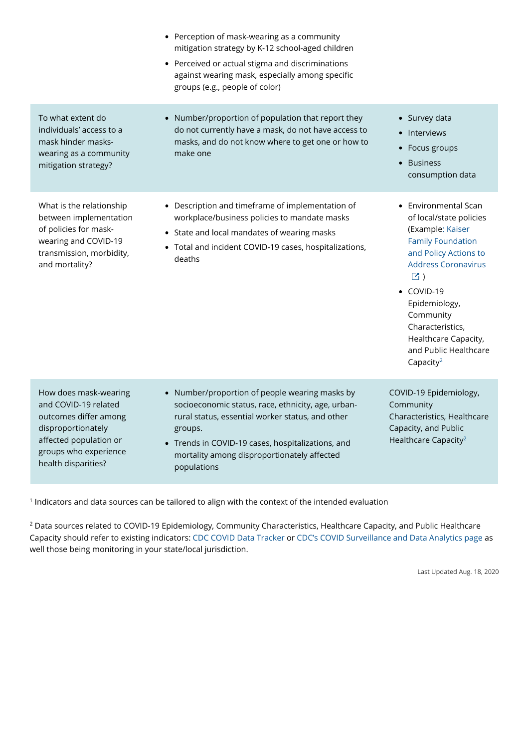| | | |
|---|---|---|
| | • Perception of mask-wearing as a community mitigation strategy by K-12 school-aged children<br>• Perceived or actual stigma and discriminations against wearing mask, especially among specific groups (e.g., people of color) | |
| To what extent do individuals' access to a mask hinder masks-wearing as a community mitigation strategy? | • Number/proportion of population that report they do not currently have a mask, do not have access to masks, and do not know where to get one or how to make one | • Survey data<br>• Interviews<br>• Focus groups<br>• Business consumption data |
| What is the relationship between implementation of policies for mask-wearing and COVID-19 transmission, morbidity, and mortality? | • Description and timeframe of implementation of workplace/business policies to mandate masks<br>• State and local mandates of wearing masks<br>• Total and incident COVID-19 cases, hospitalizations, deaths | • Environmental Scan of local/state policies (Example: Kaiser Family Foundation and Policy Actions to Address Coronavirus )<br>• COVID-19 Epidemiology, Community Characteristics, Healthcare Capacity, and Public Healthcare Capacity[2] |
| How does mask-wearing and COVID-19 related outcomes differ among disproportionately affected population or groups who experience health disparities? | • Number/proportion of people wearing masks by socioeconomic status, race, ethnicity, age, urban-rural status, essential worker status, and other groups.<br>• Trends in COVID-19 cases, hospitalizations, and mortality among disproportionately affected populations | COVID-19 Epidemiology, Community Characteristics, Healthcare Capacity, and Public Healthcare Capacity[2] |

[1] Indicators and data sources can be tailored to align with the context of the intended evaluation

[2] Data sources related to COVID-19 Epidemiology, Community Characteristics, Healthcare Capacity, and Public Healthcare Capacity should refer to existing indicators: CDC COVID Data Tracker or CDC's COVID Surveillance and Data Analytics page as well those being monitoring in your state/local jurisdiction.

Last Updated Aug. 18, 2020